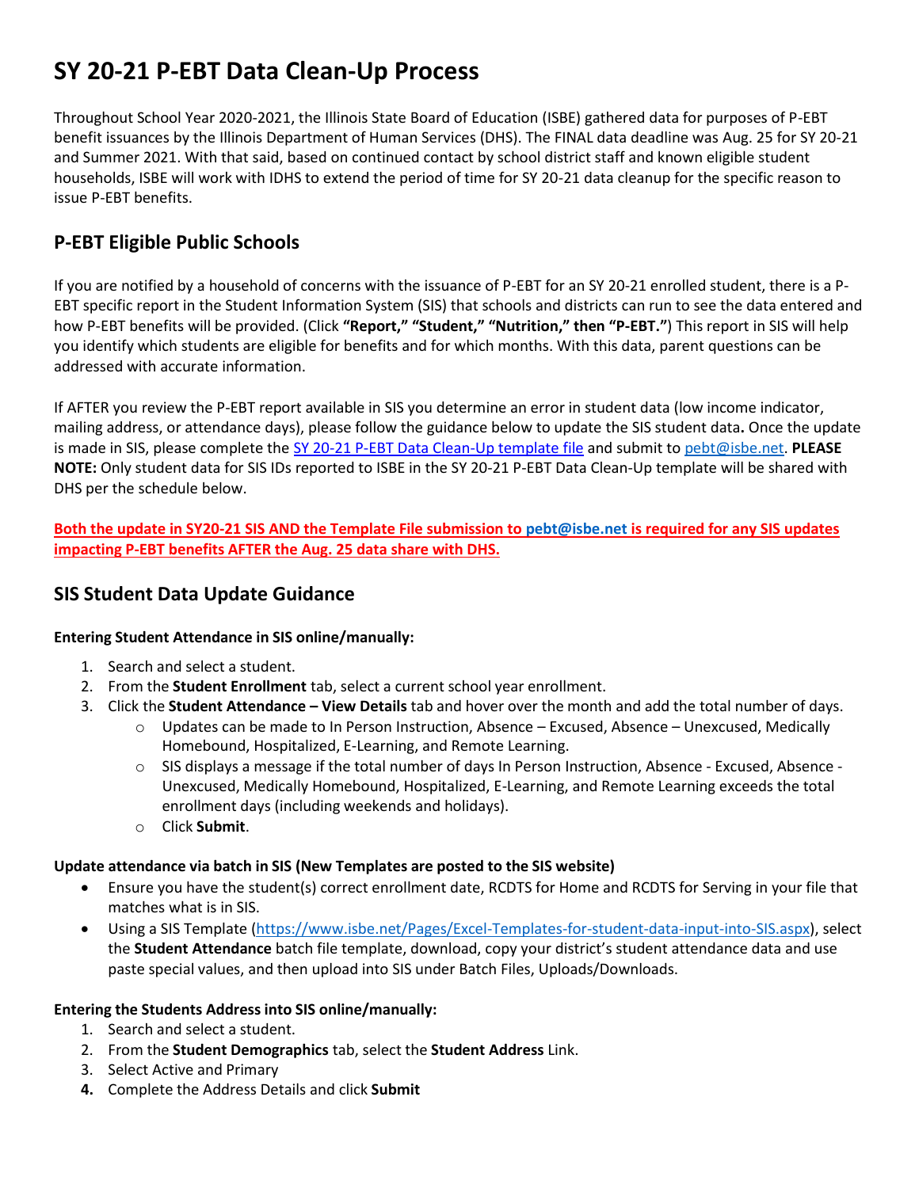# SY 20-21 P-EBT Data Clean-Up Process

Throughout School Year 2020-2021, the Illinois State Board of Education (ISBE) gathered data for purposes of P-EBT benefit issuances by the Illinois Department of Human Services (DHS). The FINAL data deadline was Aug. 25 for SY 20-21 and Summer 2021. With that said, based on continued contact by school district staff and known eligible student households, ISBE will work with IDHS to extend the period of time for SY 20-21 data cleanup for the specific reason to issue P-EBT benefits.

## P-EBT Eligible Public Schools

If you are notified by a household of concerns with the issuance of P-EBT for an SY 20-21 enrolled student, there is a P-EBT specific report in the Student Information System (SIS) that schools and districts can run to see the data entered and how P-EBT benefits will be provided. (Click **"Report," "Student," "Nutrition," then "P-EBT."**) This report in SIS will help you identify which students are eligible for benefits and for which months. With this data, parent questions can be addressed with accurate information.

If AFTER you review the P-EBT report available in SIS you determine an error in student data (low income indicator, mailing address, or attendance days), please follow the guidance below to update the SIS student data**.** Once the update is made in SIS, please complete the [SY 20-21 P-EBT Data Clean-Up template file](SY 20-21 P-EBT Data Clean-Up template file) and submit to [pebt@isbe.net](mailto:pebt@isbe.net). **PLEASE NOTE:** Only student data for SIS IDs reported to ISBE in the SY 20-21 P-EBT Data Clean-Up template will be shared with DHS per the schedule below.

**Both the update in SY20-21 SIS AND the Template File submission to pebt@isbe.net is required for any SIS updates impacting P-EBT benefits AFTER the Aug. 25 data share with DHS.**

## SIS Student Data Update Guidance

**Entering Student Attendance in SIS online/manually:**

1. Search and select a student.
2. From the **Student Enrollment** tab, select a current school year enrollment.
3. Click the **Student Attendance – View Details** tab and hover over the month and add the total number of days.
   - Updates can be made to In Person Instruction, Absence – Excused, Absence – Unexcused, Medically Homebound, Hospitalized, E-Learning, and Remote Learning.
   - SIS displays a message if the total number of days In Person Instruction, Absence - Excused, Absence - Unexcused, Medically Homebound, Hospitalized, E-Learning, and Remote Learning exceeds the total enrollment days (including weekends and holidays).
   - Click **Submit**.

**Update attendance via batch in SIS (New Templates are posted to the SIS website)**

- Ensure you have the student(s) correct enrollment date, RCDTS for Home and RCDTS for Serving in your file that matches what is in SIS.
- Using a SIS Template (https://www.isbe.net/Pages/Excel-Templates-for-student-data-input-into-SIS.aspx), select the **Student Attendance** batch file template, download, copy your district's student attendance data and use paste special values, and then upload into SIS under Batch Files, Uploads/Downloads.

**Entering the Students Address into SIS online/manually:**

1. Search and select a student.
2. From the **Student Demographics** tab, select the **Student Address** Link.
3. Select Active and Primary
4. Complete the Address Details and click **Submit**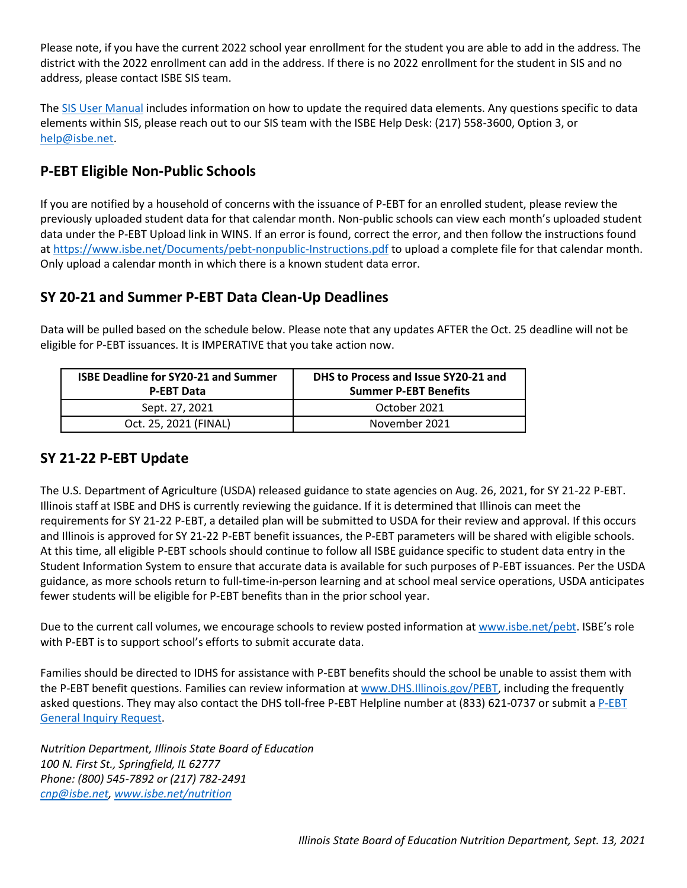Please note, if you have the current 2022 school year enrollment for the student you are able to add in the address. The district with the 2022 enrollment can add in the address. If there is no 2022 enrollment for the student in SIS and no address, please contact ISBE SIS team.

The [SIS User Manual](SIS User Manual) includes information on how to update the required data elements. Any questions specific to data elements within SIS, please reach out to our SIS team with the ISBE Help Desk: (217) 558-3600, Option 3, or [help@isbe.net](mailto:help@isbe.net).

## P-EBT Eligible Non-Public Schools

If you are notified by a household of concerns with the issuance of P-EBT for an enrolled student, please review the previously uploaded student data for that calendar month. Non-public schools can view each month's uploaded student data under the P-EBT Upload link in WINS. If an error is found, correct the error, and then follow the instructions found at https://www.isbe.net/Documents/pebt-nonpublic-Instructions.pdf to upload a complete file for that calendar month. Only upload a calendar month in which there is a known student data error.

## SY 20-21 and Summer P-EBT Data Clean-Up Deadlines

Data will be pulled based on the schedule below. Please note that any updates AFTER the Oct. 25 deadline will not be eligible for P-EBT issuances. It is IMPERATIVE that you take action now.

| ISBE Deadline for SY20-21 and Summer P-EBT Data | DHS to Process and Issue SY20-21 and Summer P-EBT Benefits |
|---|---|
| Sept. 27, 2021 | October 2021 |
| Oct. 25, 2021 (FINAL) | November 2021 |

## SY 21-22 P-EBT Update

The U.S. Department of Agriculture (USDA) released guidance to state agencies on Aug. 26, 2021, for SY 21-22 P-EBT. Illinois staff at ISBE and DHS is currently reviewing the guidance. If it is determined that Illinois can meet the requirements for SY 21-22 P-EBT, a detailed plan will be submitted to USDA for their review and approval. If this occurs and Illinois is approved for SY 21-22 P-EBT benefit issuances, the P-EBT parameters will be shared with eligible schools. At this time, all eligible P-EBT schools should continue to follow all ISBE guidance specific to student data entry in the Student Information System to ensure that accurate data is available for such purposes of P-EBT issuances. Per the USDA guidance, as more schools return to full-time-in-person learning and at school meal service operations, USDA anticipates fewer students will be eligible for P-EBT benefits than in the prior school year.

Due to the current call volumes, we encourage schools to review posted information at [www.isbe.net/pebt](http://www.isbe.net/pebt). ISBE's role with P-EBT is to support school's efforts to submit accurate data.

Families should be directed to IDHS for assistance with P-EBT benefits should the school be unable to assist them with the P-EBT benefit questions. Families can review information at [www.DHS.Illinois.gov/PEBT](http://www.DHS.Illinois.gov/PEBT), including the frequently asked questions. They may also contact the DHS toll-free P-EBT Helpline number at (833) 621-0737 or submit a P-EBT General Inquiry Request.

*Nutrition Department, Illinois State Board of Education*
*100 N. First St., Springfield, IL 62777*
*Phone: (800) 545-7892 or (217) 782-2491*
*[cnp@isbe.net](mailto:cnp@isbe.net), [www.isbe.net/nutrition](http://www.isbe.net/nutrition)*

*Illinois State Board of Education Nutrition Department, Sept. 13, 2021*